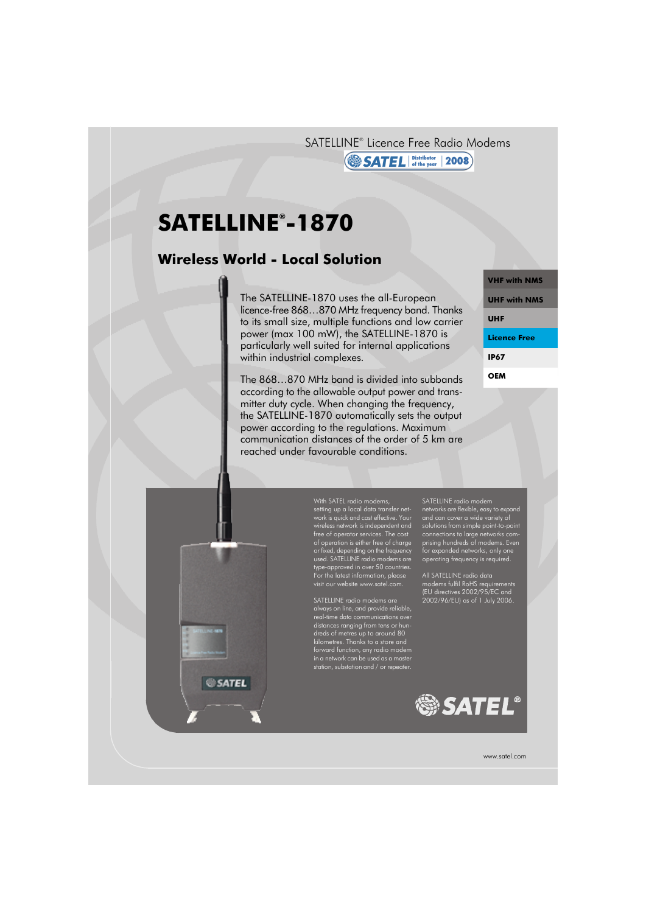SATELLINE® Licence Free Radio Modems

SATEL Distributor of the year 2008

# SATELLINE®-1870

## Wireless World - Local Solution

- **VHF with NMS**
- **UHF with NMS**
- **UHF**
- **Licence Free**
- **IP67**
- **OEM**

The SATELLINE-1870 uses the all-European licence-free 868…870 MHz frequency band. Thanks to its small size, multiple functions and low carrier power (max 100 mW), the SATELLINE-1870 is particularly well suited for internal applications within industrial complexes.

The 868…870 MHz band is divided into subbands according to the allowable output power and transmitter duty cycle. When changing the frequency, the SATELLINE-1870 automatically sets the output power according to the regulations. Maximum communication distances of the order of 5 km are reached under favourable conditions.

With SATEL radio modems, setting up a local data transfer network is quick and cost effective. Your wireless network is independent and free of operator services. The cost of operation is either free of charge or fixed, depending on the frequency used. SATELLINE radio modems are type-approved in over 50 countries. For the latest information, please visit our website www.satel.com.

SATELLINE radio modems are always on line, and provide reliable, real-time data communications over distances ranging from tens or hundreds of metres up to around 80 kilometres. Thanks to a store and forward function, any radio modem in a network can be used as a master station, substation and / or repeater.

SATELLINE radio modem networks are flexible, easy to expand and can cover a wide variety of solutions from simple point-to-point connections to large networks comprising hundreds of modems. Even for expanded networks, only one operating frequency is required.

All SATELLINE radio data modems fulfil RoHS requirements (EU directives 2002/95/EC and 2002/96/EU) as of 1 July 2006.

SATEL®

www.satel.com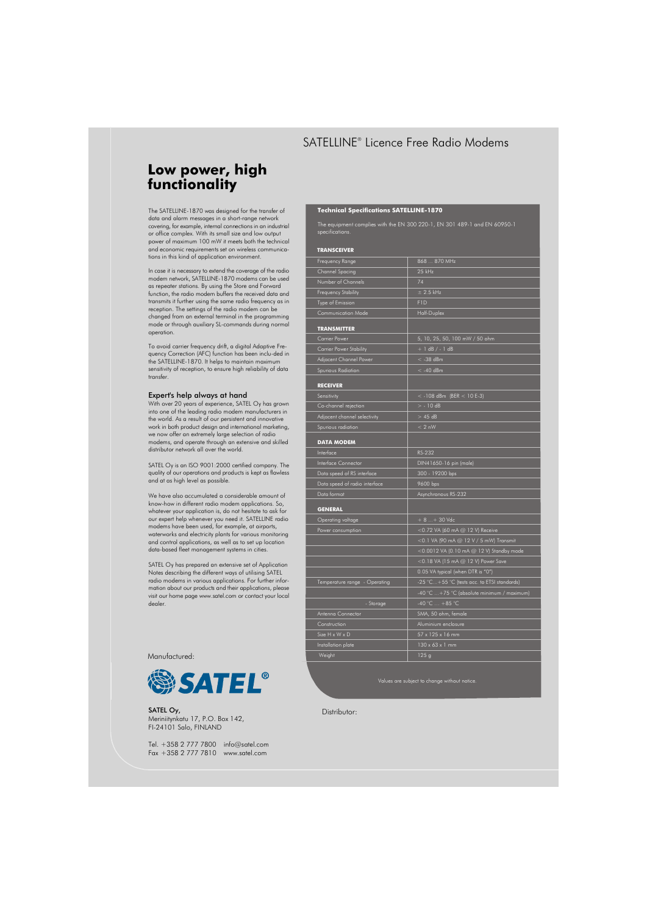SATELLINE® Licence Free Radio Modems

# Low power, high functionality

The SATELLINE-1870 was designed for the transfer of data and alarm messages in a short-range network covering, for example, internal connections in an industrial or office complex. With its small size and low output power of maximum 100 mW it meets both the technical and economic requirements set on wireless communications in this kind of application environment.

In case it is necessary to extend the coverage of the radio modem network, SATELLINE-1870 modems can be used as repeater stations. By using the Store and Forward function, the radio modem buffers the received data and transmits it further using the same radio frequency as in reception. The settings of the radio modem can be changed from an external terminal in the programming mode or through auxiliary SL-commands during normal operation.

To avoid carrier frequency drift, a digital Adaptive Frequency Correction (AFC) function has been inclu-ded in the SATELLINE-1870. It helps to maintain maximum sensitivity of reception, to ensure high reliability of data transfer.

## Expert's help always at hand

With over 20 years of experience, SATEL Oy has grown into one of the leading radio modem manufacturers in the world. As a result of our persistent and innovative work in both product design and international marketing, we now offer an extremely large selection of radio modems, and operate through an extensive and skilled distributor network all over the world.

SATEL Oy is an ISO 9001:2000 certified company. The quality of our operations and products is kept as flawless and at as high level as possible.

We have also accumulated a considerable amount of know-how in different radio modem applications. So, whatever your application is, do not hesitate to ask for our expert help whenever you need it. SATELLINE radio modems have been used, for example, at airports, waterworks and electricity plants for various monitoring and control applications, as well as to set up location data-based fleet management systems in cities.

SATEL Oy has prepared an extensive set of Application Notes describing the different ways of utilising SATEL radio modems in various applications. For further information about our products and their applications, please visit our home page www.satel.com or contact your local dealer.

### Technical Specifications SATELLINE-1870

The equipment complies with the EN 300 220-1, EN 301 489-1 and EN 60950-1 specifications.

| | |
|---|---|
| **TRANSCEIVER** | |
| Frequency Range | 868 ... 870 MHz |
| Channel Spacing | 25 kHz |
| Number of Channels | 74 |
| Frequency Stability | ± 2.5 kHz |
| Type of Emission | F1D |
| Communication Mode | Half-Duplex |
| **TRANSMITTER** | |
| Carrier Power | 5, 10, 25, 50, 100 mW / 50 ohm |
| Carrier Power Stability | + 1 dB / - 1 dB |
| Adjacent Channel Power | < -38 dBm |
| Spurious Radiation | < -40 dBm |
| **RECEIVER** | |
| Sensitivity | < -108 dBm (BER < 10 E-3) |
| Co-channel rejection | > - 10 dB |
| Adjacent channel selectivity | > 45 dB |
| Spurious radiation | < 2 nW |
| **DATA MODEM** | |
| Interface | RS-232 |
| Interface Connector | DIN41650-16 pin (male) |
| Data speed of RS interface | 300 - 19200 bps |
| Data speed of radio interface | 9600 bps |
| Data format | Asynchronous RS-232 |
| **GENERAL** | |
| Operating voltage | + 8 ... + 30 Vdc |
| Power consumption | <0.72 VA (60 mA @ 12 V) Receive |
| | <0.1 VA (90 mA @ 12 V / 5 mW) Transmit |
| | <0.0012 VA (0.10 mA @ 12 V) Standby mode |
| | <0.18 VA (15 mA @ 12 V) Power Save |
| | 0.05 VA typical (when DTR is "0") |
| Temperature range - Operating | -25 °C ...+55 °C (tests acc. to ETSI standards) |
| | -40 °C ...+75 °C (absolute minimum / maximum) |
| - Storage | -40 °C ... +85 °C |
| Antenna Connector | SMA, 50 ohm, female |
| Construction | Aluminium enclosure |
| Size H x W x D | 57 x 125 x 16 mm |
| Installation plate | 130 x 63 x 1 mm |
| Weight | 125 g |

Values are subject to change without notice.

Manufactured:

SATEL®

**SATEL Oy,**
Meriniitynkatu 17, P.O. Box 142,
FI-24101 Salo, FINLAND

Tel. +358 2 777 7800 info@satel.com
Fax +358 2 777 7810 www.satel.com

Distributor: